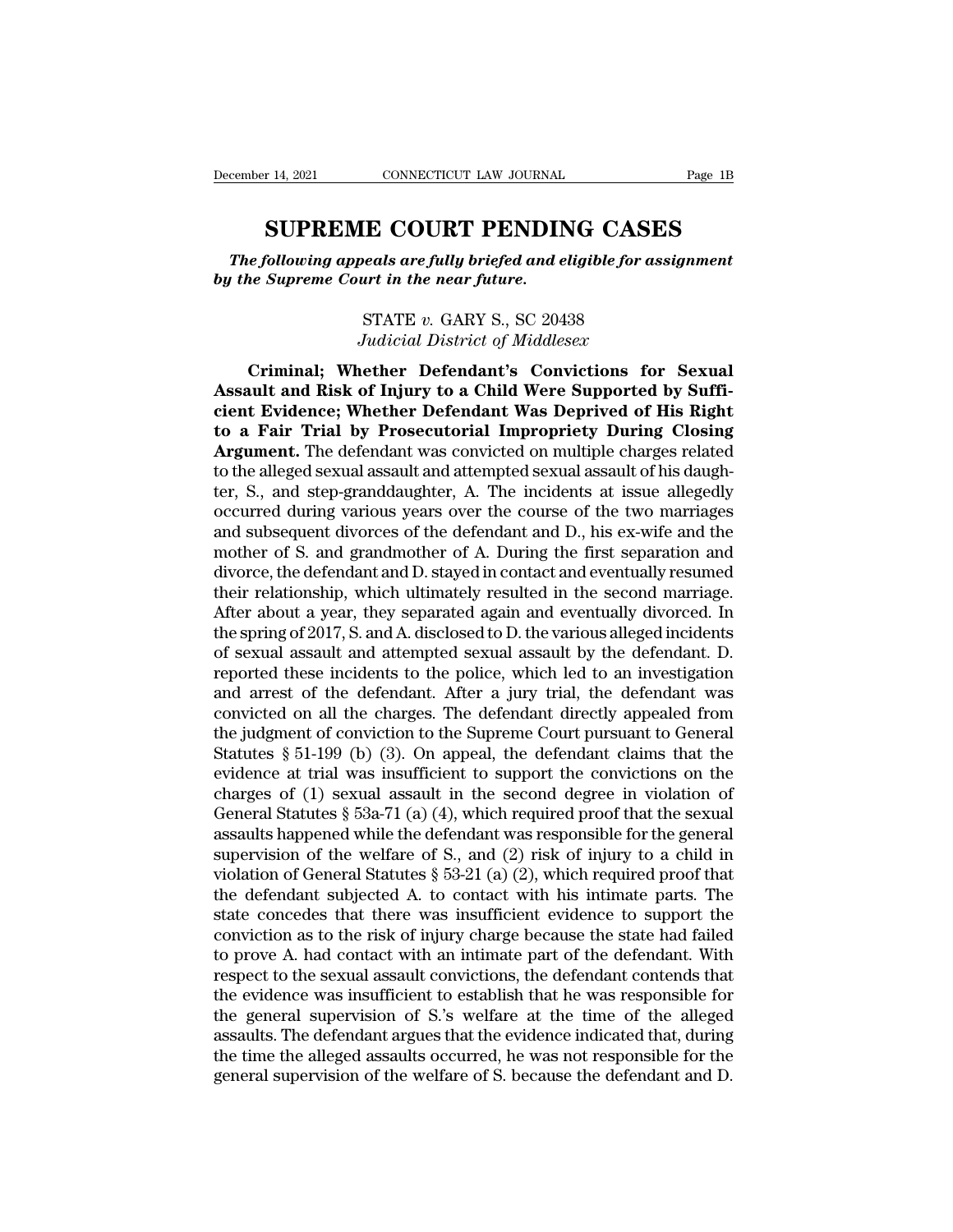# SUPREME COURT PENDING CASES

***The following appeals are fully briefed and eligible for assignment by the Supreme Court in the near future.***

STATE *v.* GARY S., SC 20438
*Judicial District of Middlesex*

**Criminal; Whether Defendant's Convictions for Sexual Assault and Risk of Injury to a Child Were Supported by Sufficient Evidence; Whether Defendant Was Deprived of His Right to a Fair Trial by Prosecutorial Impropriety During Closing Argument.** The defendant was convicted on multiple charges related to the alleged sexual assault and attempted sexual assault of his daughter, S., and step-granddaughter, A. The incidents at issue allegedly occurred during various years over the course of the two marriages and subsequent divorces of the defendant and D., his ex-wife and the mother of S. and grandmother of A. During the first separation and divorce, the defendant and D. stayed in contact and eventually resumed their relationship, which ultimately resulted in the second marriage. After about a year, they separated again and eventually divorced. In the spring of 2017, S. and A. disclosed to D. the various alleged incidents of sexual assault and attempted sexual assault by the defendant. D. reported these incidents to the police, which led to an investigation and arrest of the defendant. After a jury trial, the defendant was convicted on all the charges. The defendant directly appealed from the judgment of conviction to the Supreme Court pursuant to General Statutes § 51-199 (b) (3). On appeal, the defendant claims that the evidence at trial was insufficient to support the convictions on the charges of (1) sexual assault in the second degree in violation of General Statutes § 53a-71 (a) (4), which required proof that the sexual assaults happened while the defendant was responsible for the general supervision of the welfare of S., and (2) risk of injury to a child in violation of General Statutes § 53-21 (a) (2), which required proof that the defendant subjected A. to contact with his intimate parts. The state concedes that there was insufficient evidence to support the conviction as to the risk of injury charge because the state had failed to prove A. had contact with an intimate part of the defendant. With respect to the sexual assault convictions, the defendant contends that the evidence was insufficient to establish that he was responsible for the general supervision of S.'s welfare at the time of the alleged assaults. The defendant argues that the evidence indicated that, during the time the alleged assaults occurred, he was not responsible for the general supervision of the welfare of S. because the defendant and D.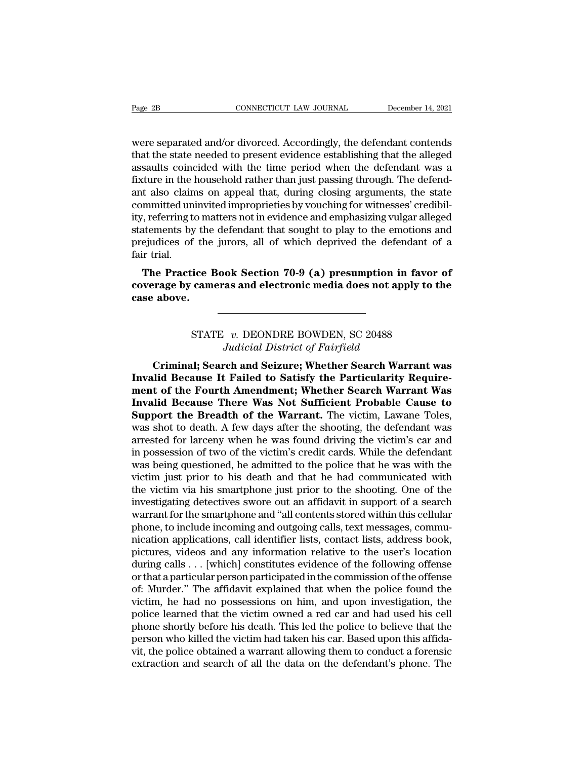were separated and/or divorced. Accordingly, the defendant contends that the state needed to present evidence establishing that the alleged assaults coincided with the time period when the defendant was a fixture in the household rather than just passing through. The defendant also claims on appeal that, during closing arguments, the state committed uninvited improprieties by vouching for witnesses' credibility, referring to matters not in evidence and emphasizing vulgar alleged statements by the defendant that sought to play to the emotions and prejudices of the jurors, all of which deprived the defendant of a fair trial.

**The Practice Book Section 70-9 (a) presumption in favor of coverage by cameras and electronic media does not apply to the case above.**

---

STATE *v.* DEONDRE BOWDEN, SC 20488
*Judicial District of Fairfield*

**Criminal; Search and Seizure; Whether Search Warrant was Invalid Because It Failed to Satisfy the Particularity Requirement of the Fourth Amendment; Whether Search Warrant Was Invalid Because There Was Not Sufficient Probable Cause to Support the Breadth of the Warrant.** The victim, Lawane Toles, was shot to death. A few days after the shooting, the defendant was arrested for larceny when he was found driving the victim's car and in possession of two of the victim's credit cards. While the defendant was being questioned, he admitted to the police that he was with the victim just prior to his death and that he had communicated with the victim via his smartphone just prior to the shooting. One of the investigating detectives swore out an affidavit in support of a search warrant for the smartphone and "all contents stored within this cellular phone, to include incoming and outgoing calls, text messages, communication applications, call identifier lists, contact lists, address book, pictures, videos and any information relative to the user's location during calls . . . [which] constitutes evidence of the following offense or that a particular person participated in the commission of the offense of: Murder." The affidavit explained that when the police found the victim, he had no possessions on him, and upon investigation, the police learned that the victim owned a red car and had used his cell phone shortly before his death. This led the police to believe that the person who killed the victim had taken his car. Based upon this affidavit, the police obtained a warrant allowing them to conduct a forensic extraction and search of all the data on the defendant's phone. The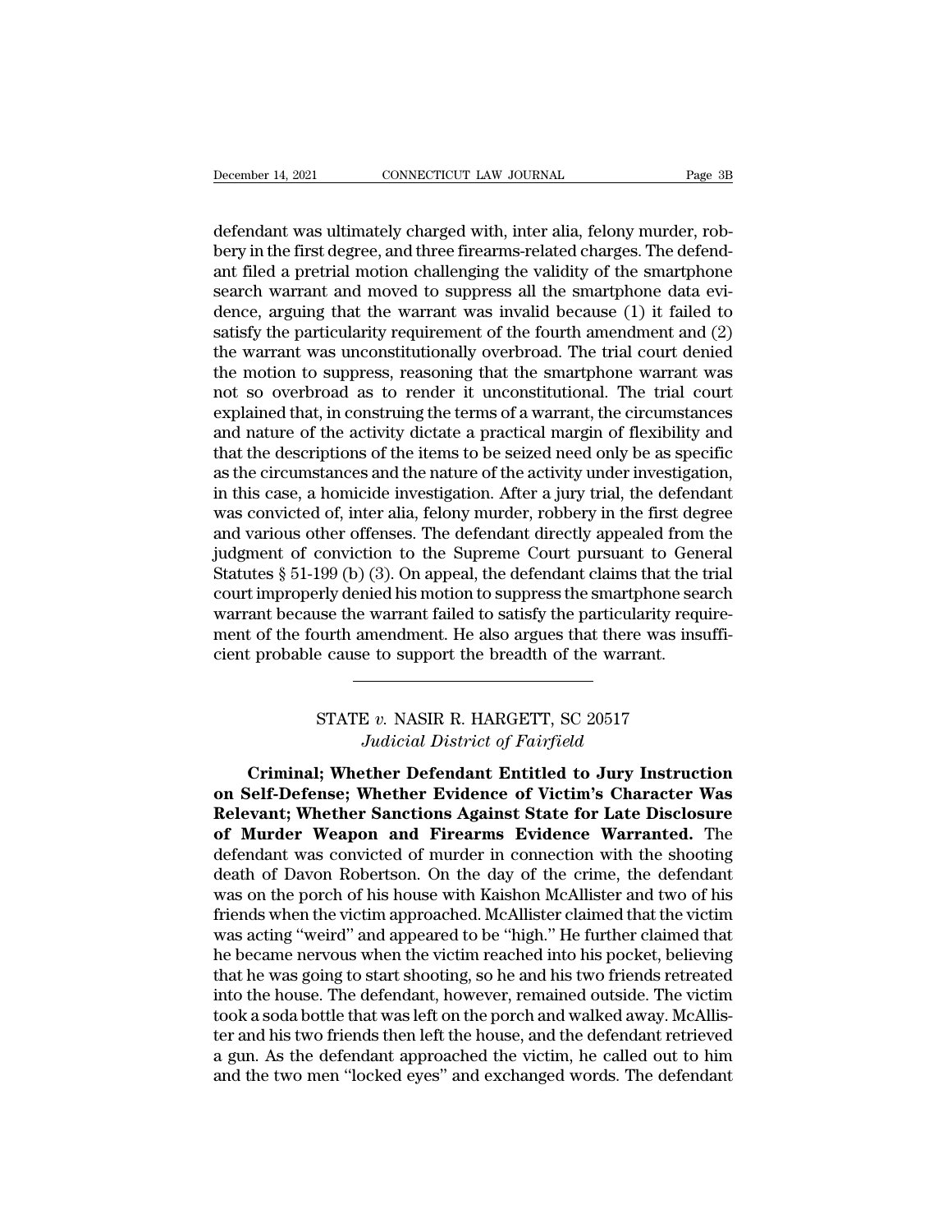defendant was ultimately charged with, inter alia, felony murder, robbery in the first degree, and three firearms-related charges. The defendant filed a pretrial motion challenging the validity of the smartphone search warrant and moved to suppress all the smartphone data evidence, arguing that the warrant was invalid because (1) it failed to satisfy the particularity requirement of the fourth amendment and (2) the warrant was unconstitutionally overbroad. The trial court denied the motion to suppress, reasoning that the smartphone warrant was not so overbroad as to render it unconstitutional. The trial court explained that, in construing the terms of a warrant, the circumstances and nature of the activity dictate a practical margin of flexibility and that the descriptions of the items to be seized need only be as specific as the circumstances and the nature of the activity under investigation, in this case, a homicide investigation. After a jury trial, the defendant was convicted of, inter alia, felony murder, robbery in the first degree and various other offenses. The defendant directly appealed from the judgment of conviction to the Supreme Court pursuant to General Statutes § 51-199 (b) (3). On appeal, the defendant claims that the trial court improperly denied his motion to suppress the smartphone search warrant because the warrant failed to satisfy the particularity requirement of the fourth amendment. He also argues that there was insufficient probable cause to support the breadth of the warrant.

---

STATE *v.* NASIR R. HARGETT, SC 20517
*Judicial District of Fairfield*

**Criminal; Whether Defendant Entitled to Jury Instruction on Self-Defense; Whether Evidence of Victim's Character Was Relevant; Whether Sanctions Against State for Late Disclosure of Murder Weapon and Firearms Evidence Warranted.** The defendant was convicted of murder in connection with the shooting death of Davon Robertson. On the day of the crime, the defendant was on the porch of his house with Kaishon McAllister and two of his friends when the victim approached. McAllister claimed that the victim was acting "weird" and appeared to be "high." He further claimed that he became nervous when the victim reached into his pocket, believing that he was going to start shooting, so he and his two friends retreated into the house. The defendant, however, remained outside. The victim took a soda bottle that was left on the porch and walked away. McAllister and his two friends then left the house, and the defendant retrieved a gun. As the defendant approached the victim, he called out to him and the two men "locked eyes" and exchanged words. The defendant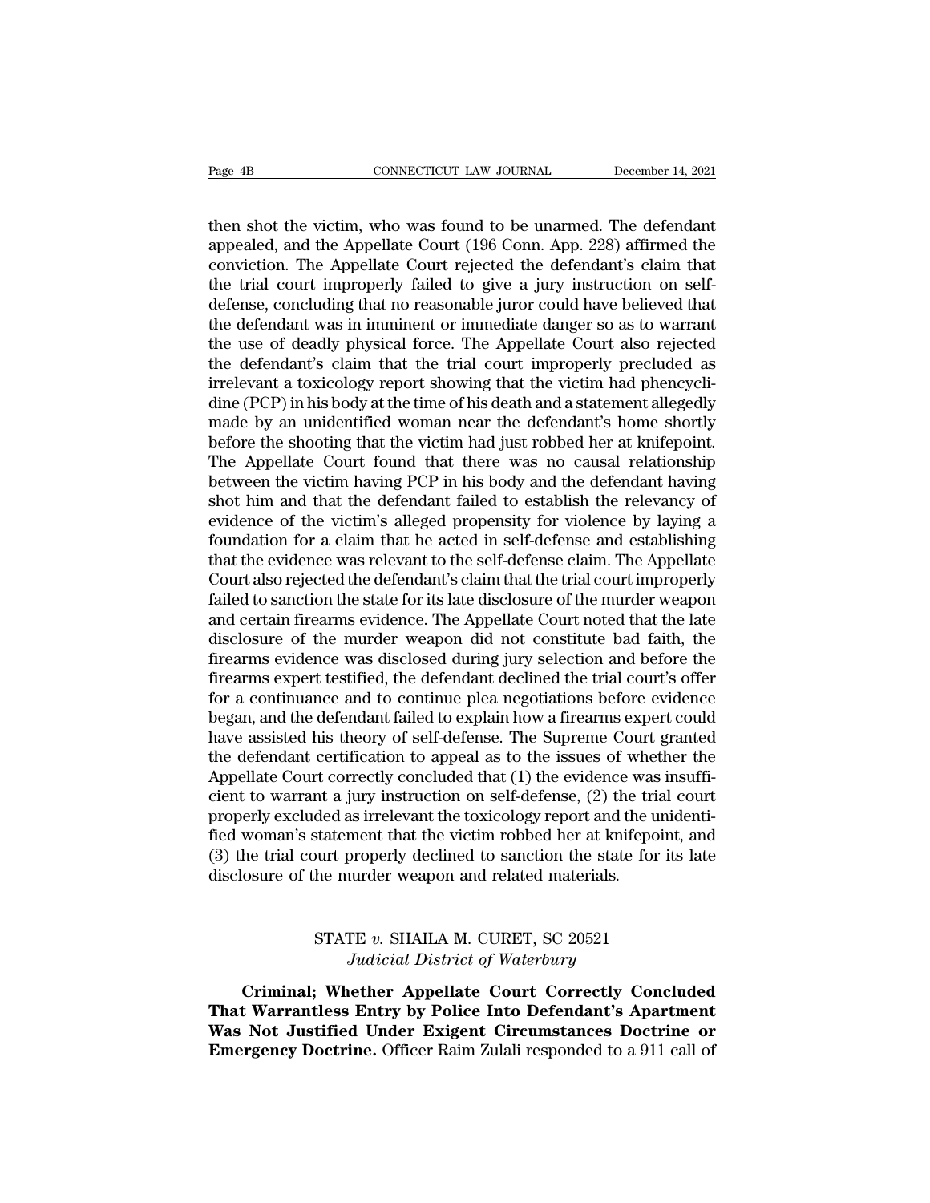then shot the victim, who was found to be unarmed. The defendant appealed, and the Appellate Court (196 Conn. App. 228) affirmed the conviction. The Appellate Court rejected the defendant's claim that the trial court improperly failed to give a jury instruction on self-defense, concluding that no reasonable juror could have believed that the defendant was in imminent or immediate danger so as to warrant the use of deadly physical force. The Appellate Court also rejected the defendant's claim that the trial court improperly precluded as irrelevant a toxicology report showing that the victim had phencyclidine (PCP) in his body at the time of his death and a statement allegedly made by an unidentified woman near the defendant's home shortly before the shooting that the victim had just robbed her at knifepoint. The Appellate Court found that there was no causal relationship between the victim having PCP in his body and the defendant having shot him and that the defendant failed to establish the relevancy of evidence of the victim's alleged propensity for violence by laying a foundation for a claim that he acted in self-defense and establishing that the evidence was relevant to the self-defense claim. The Appellate Court also rejected the defendant's claim that the trial court improperly failed to sanction the state for its late disclosure of the murder weapon and certain firearms evidence. The Appellate Court noted that the late disclosure of the murder weapon did not constitute bad faith, the firearms evidence was disclosed during jury selection and before the firearms expert testified, the defendant declined the trial court's offer for a continuance and to continue plea negotiations before evidence began, and the defendant failed to explain how a firearms expert could have assisted his theory of self-defense. The Supreme Court granted the defendant certification to appeal as to the issues of whether the Appellate Court correctly concluded that (1) the evidence was insufficient to warrant a jury instruction on self-defense, (2) the trial court properly excluded as irrelevant the toxicology report and the unidentified woman's statement that the victim robbed her at knifepoint, and (3) the trial court properly declined to sanction the state for its late disclosure of the murder weapon and related materials.

---

STATE *v.* SHAILA M. CURET, SC 20521
*Judicial District of Waterbury*

**Criminal; Whether Appellate Court Correctly Concluded That Warrantless Entry by Police Into Defendant's Apartment Was Not Justified Under Exigent Circumstances Doctrine or Emergency Doctrine.** Officer Raim Zulali responded to a 911 call of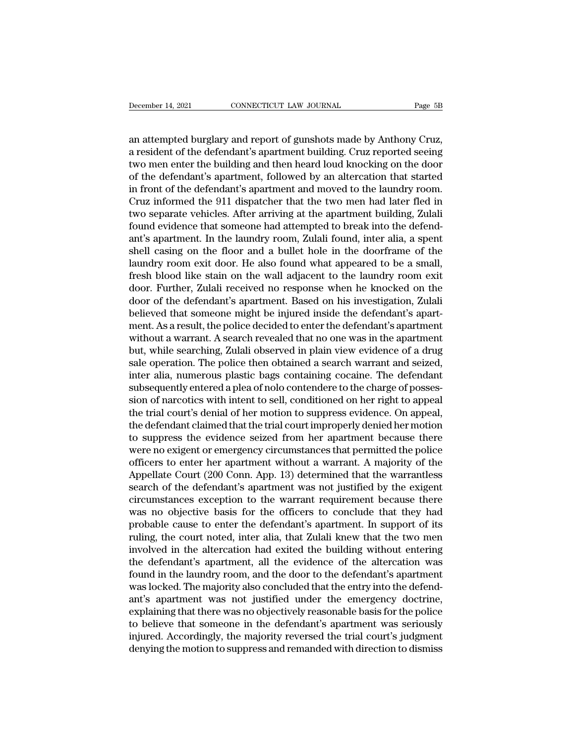an attempted burglary and report of gunshots made by Anthony Cruz, a resident of the defendant's apartment building. Cruz reported seeing two men enter the building and then heard loud knocking on the door of the defendant's apartment, followed by an altercation that started in front of the defendant's apartment and moved to the laundry room. Cruz informed the 911 dispatcher that the two men had later fled in two separate vehicles. After arriving at the apartment building, Zulali found evidence that someone had attempted to break into the defendant's apartment. In the laundry room, Zulali found, inter alia, a spent shell casing on the floor and a bullet hole in the doorframe of the laundry room exit door. He also found what appeared to be a small, fresh blood like stain on the wall adjacent to the laundry room exit door. Further, Zulali received no response when he knocked on the door of the defendant's apartment. Based on his investigation, Zulali believed that someone might be injured inside the defendant's apartment. As a result, the police decided to enter the defendant's apartment without a warrant. A search revealed that no one was in the apartment but, while searching, Zulali observed in plain view evidence of a drug sale operation. The police then obtained a search warrant and seized, inter alia, numerous plastic bags containing cocaine. The defendant subsequently entered a plea of nolo contendere to the charge of possession of narcotics with intent to sell, conditioned on her right to appeal the trial court's denial of her motion to suppress evidence. On appeal, the defendant claimed that the trial court improperly denied her motion to suppress the evidence seized from her apartment because there were no exigent or emergency circumstances that permitted the police officers to enter her apartment without a warrant. A majority of the Appellate Court (200 Conn. App. 13) determined that the warrantless search of the defendant's apartment was not justified by the exigent circumstances exception to the warrant requirement because there was no objective basis for the officers to conclude that they had probable cause to enter the defendant's apartment. In support of its ruling, the court noted, inter alia, that Zulali knew that the two men involved in the altercation had exited the building without entering the defendant's apartment, all the evidence of the altercation was found in the laundry room, and the door to the defendant's apartment was locked. The majority also concluded that the entry into the defendant's apartment was not justified under the emergency doctrine, explaining that there was no objectively reasonable basis for the police to believe that someone in the defendant's apartment was seriously injured. Accordingly, the majority reversed the trial court's judgment denying the motion to suppress and remanded with direction to dismiss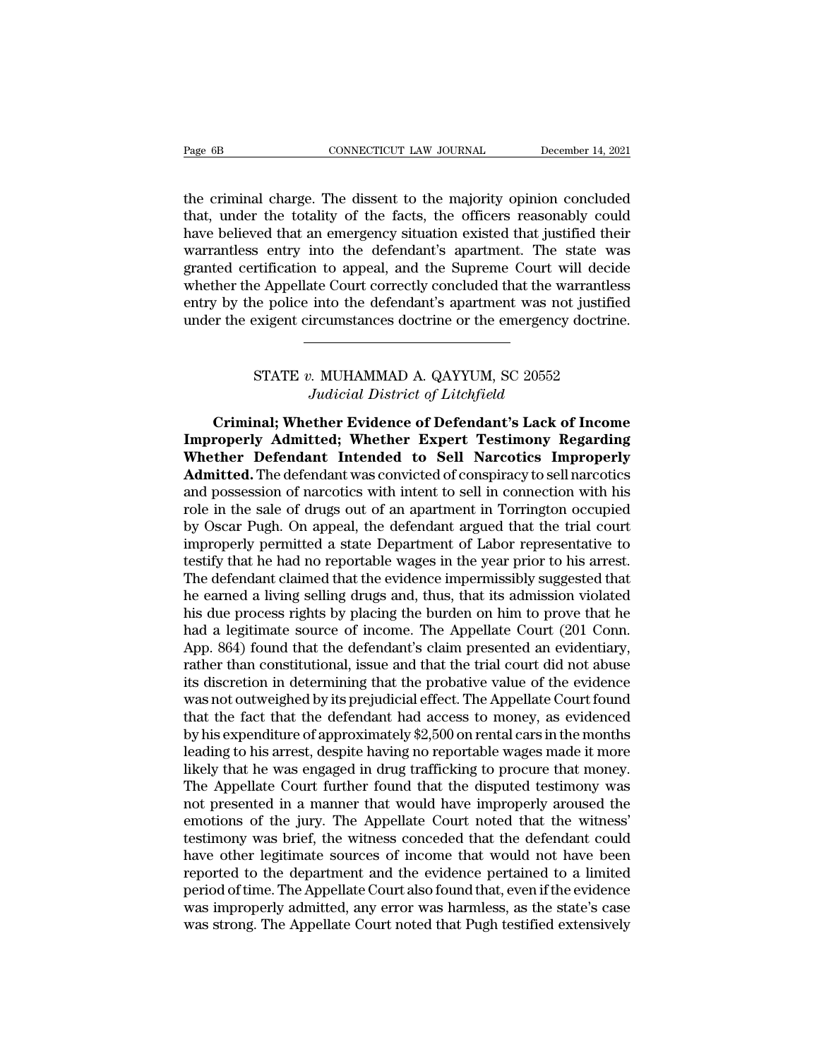the criminal charge. The dissent to the majority opinion concluded that, under the totality of the facts, the officers reasonably could have believed that an emergency situation existed that justified their warrantless entry into the defendant's apartment. The state was granted certification to appeal, and the Supreme Court will decide whether the Appellate Court correctly concluded that the warrantless entry by the police into the defendant's apartment was not justified under the exigent circumstances doctrine or the emergency doctrine.

---

STATE *v.* MUHAMMAD A. QAYYUM, SC 20552
*Judicial District of Litchfield*

**Criminal; Whether Evidence of Defendant's Lack of Income Improperly Admitted; Whether Expert Testimony Regarding Whether Defendant Intended to Sell Narcotics Improperly Admitted.** The defendant was convicted of conspiracy to sell narcotics and possession of narcotics with intent to sell in connection with his role in the sale of drugs out of an apartment in Torrington occupied by Oscar Pugh. On appeal, the defendant argued that the trial court improperly permitted a state Department of Labor representative to testify that he had no reportable wages in the year prior to his arrest. The defendant claimed that the evidence impermissibly suggested that he earned a living selling drugs and, thus, that its admission violated his due process rights by placing the burden on him to prove that he had a legitimate source of income. The Appellate Court (201 Conn. App. 864) found that the defendant's claim presented an evidentiary, rather than constitutional, issue and that the trial court did not abuse its discretion in determining that the probative value of the evidence was not outweighed by its prejudicial effect. The Appellate Court found that the fact that the defendant had access to money, as evidenced by his expenditure of approximately $2,500 on rental cars in the months leading to his arrest, despite having no reportable wages made it more likely that he was engaged in drug trafficking to procure that money. The Appellate Court further found that the disputed testimony was not presented in a manner that would have improperly aroused the emotions of the jury. The Appellate Court noted that the witness' testimony was brief, the witness conceded that the defendant could have other legitimate sources of income that would not have been reported to the department and the evidence pertained to a limited period of time. The Appellate Court also found that, even if the evidence was improperly admitted, any error was harmless, as the state's case was strong. The Appellate Court noted that Pugh testified extensively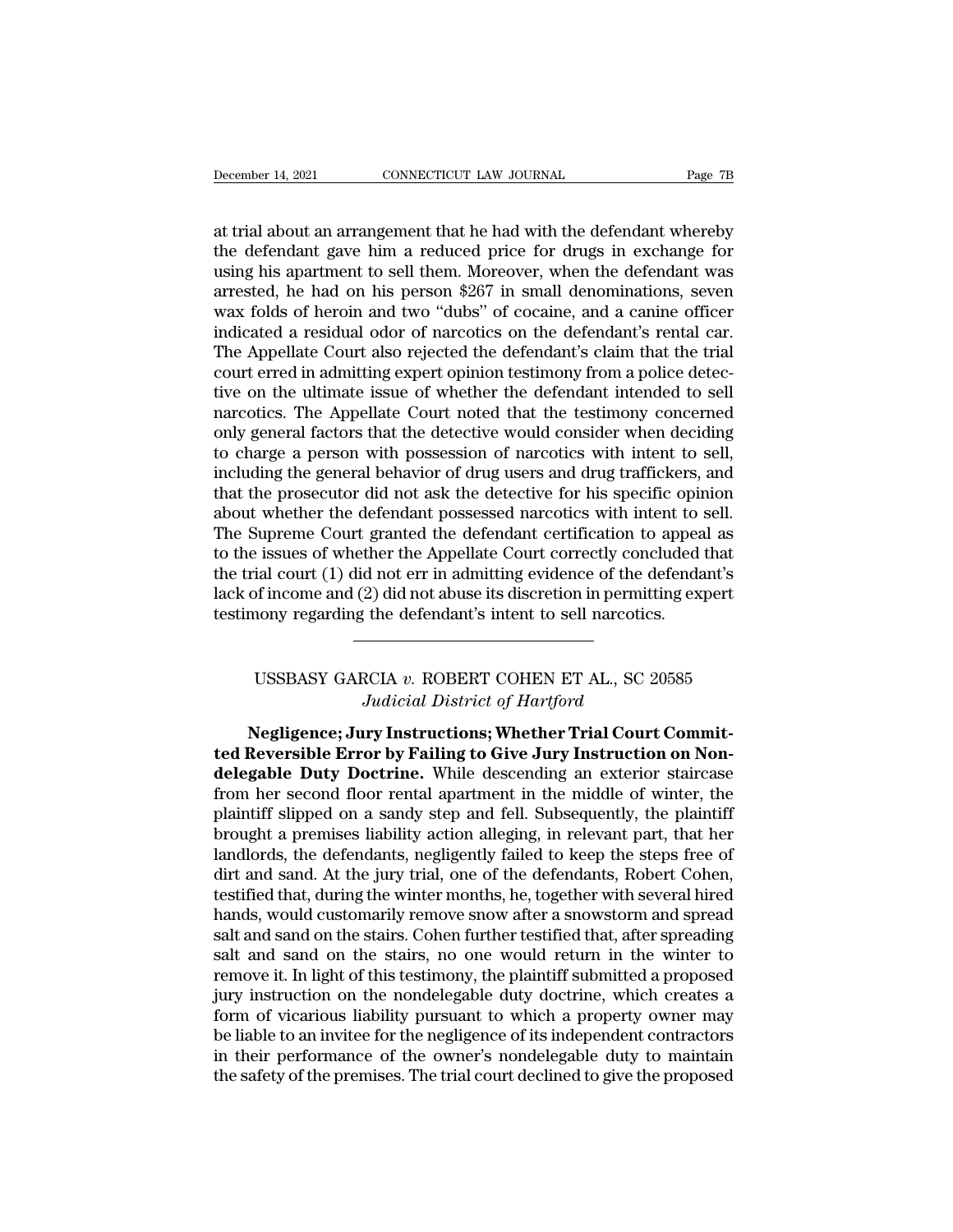at trial about an arrangement that he had with the defendant whereby the defendant gave him a reduced price for drugs in exchange for using his apartment to sell them. Moreover, when the defendant was arrested, he had on his person $267 in small denominations, seven wax folds of heroin and two "dubs" of cocaine, and a canine officer indicated a residual odor of narcotics on the defendant's rental car. The Appellate Court also rejected the defendant's claim that the trial court erred in admitting expert opinion testimony from a police detective on the ultimate issue of whether the defendant intended to sell narcotics. The Appellate Court noted that the testimony concerned only general factors that the detective would consider when deciding to charge a person with possession of narcotics with intent to sell, including the general behavior of drug users and drug traffickers, and that the prosecutor did not ask the detective for his specific opinion about whether the defendant possessed narcotics with intent to sell. The Supreme Court granted the defendant certification to appeal as to the issues of whether the Appellate Court correctly concluded that the trial court (1) did not err in admitting evidence of the defendant's lack of income and (2) did not abuse its discretion in permitting expert testimony regarding the defendant's intent to sell narcotics.

---

USSBASY GARCIA *v.* ROBERT COHEN ET AL., SC 20585
*Judicial District of Hartford*

**Negligence; Jury Instructions; Whether Trial Court Committed Reversible Error by Failing to Give Jury Instruction on Nondelegable Duty Doctrine.** While descending an exterior staircase from her second floor rental apartment in the middle of winter, the plaintiff slipped on a sandy step and fell. Subsequently, the plaintiff brought a premises liability action alleging, in relevant part, that her landlords, the defendants, negligently failed to keep the steps free of dirt and sand. At the jury trial, one of the defendants, Robert Cohen, testified that, during the winter months, he, together with several hired hands, would customarily remove snow after a snowstorm and spread salt and sand on the stairs. Cohen further testified that, after spreading salt and sand on the stairs, no one would return in the winter to remove it. In light of this testimony, the plaintiff submitted a proposed jury instruction on the nondelegable duty doctrine, which creates a form of vicarious liability pursuant to which a property owner may be liable to an invitee for the negligence of its independent contractors in their performance of the owner's nondelegable duty to maintain the safety of the premises. The trial court declined to give the proposed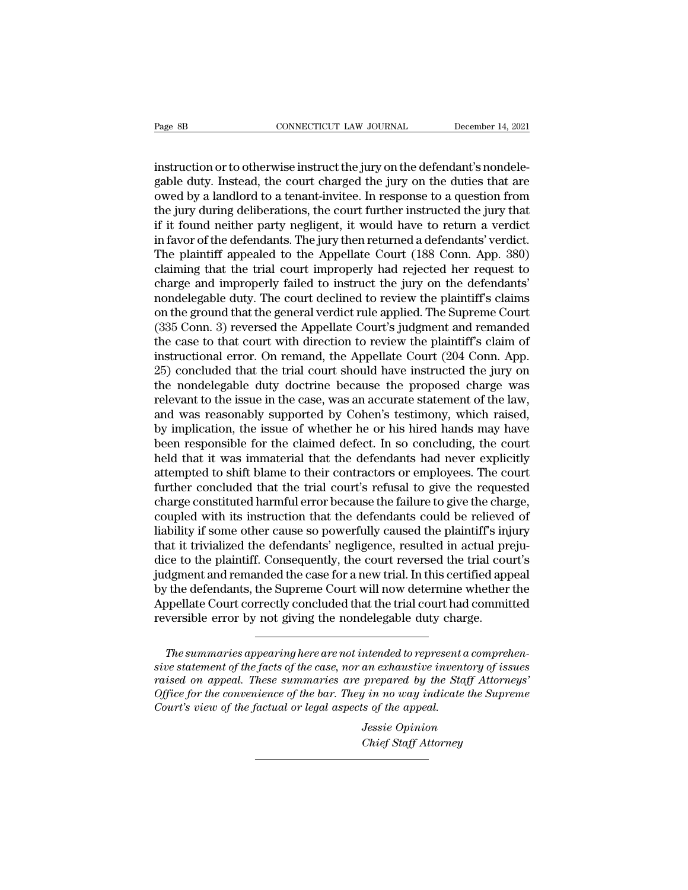instruction or to otherwise instruct the jury on the defendant's nondelegable duty. Instead, the court charged the jury on the duties that are owed by a landlord to a tenant-invitee. In response to a question from the jury during deliberations, the court further instructed the jury that if it found neither party negligent, it would have to return a verdict in favor of the defendants. The jury then returned a defendants' verdict. The plaintiff appealed to the Appellate Court (188 Conn. App. 380) claiming that the trial court improperly had rejected her request to charge and improperly failed to instruct the jury on the defendants' nondelegable duty. The court declined to review the plaintiff's claims on the ground that the general verdict rule applied. The Supreme Court (335 Conn. 3) reversed the Appellate Court's judgment and remanded the case to that court with direction to review the plaintiff's claim of instructional error. On remand, the Appellate Court (204 Conn. App. 25) concluded that the trial court should have instructed the jury on the nondelegable duty doctrine because the proposed charge was relevant to the issue in the case, was an accurate statement of the law, and was reasonably supported by Cohen's testimony, which raised, by implication, the issue of whether he or his hired hands may have been responsible for the claimed defect. In so concluding, the court held that it was immaterial that the defendants had never explicitly attempted to shift blame to their contractors or employees. The court further concluded that the trial court's refusal to give the requested charge constituted harmful error because the failure to give the charge, coupled with its instruction that the defendants could be relieved of liability if some other cause so powerfully caused the plaintiff's injury that it trivialized the defendants' negligence, resulted in actual prejudice to the plaintiff. Consequently, the court reversed the trial court's judgment and remanded the case for a new trial. In this certified appeal by the defendants, the Supreme Court will now determine whether the Appellate Court correctly concluded that the trial court had committed reversible error by not giving the nondelegable duty charge.

---

*The summaries appearing here are not intended to represent a comprehensive statement of the facts of the case, nor an exhaustive inventory of issues raised on appeal. These summaries are prepared by the Staff Attorneys' Office for the convenience of the bar. They in no way indicate the Supreme Court's view of the factual or legal aspects of the appeal.*

*Jessie Opinion*
*Chief Staff Attorney*

---